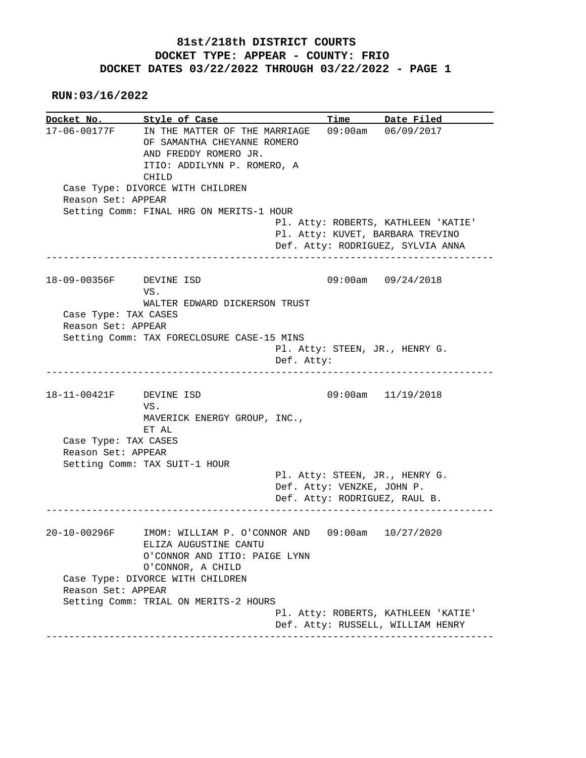# 81st/218th DISTRICT COURTS
## DOCKET TYPE: APPEAR - COUNTY: FRIO
## DOCKET DATES 03/22/2022 THROUGH 03/22/2022 - PAGE 1

**RUN:03/16/2022**

| Docket No. | Style of Case | Time | Date Filed |
|---|---|---|---|
| 17-06-00177F | IN THE MATTER OF THE MARRIAGE OF SAMANTHA CHEYANNE ROMERO AND FREDDY ROMERO JR. ITIO: ADDILYNN P. ROMERO, A CHILD | 09:00am | 06/09/2017 |

Case Type: DIVORCE WITH CHILDREN
Reason Set: APPEAR
Setting Comm: FINAL HRG ON MERITS-1 HOUR
Pl. Atty: ROBERTS, KATHLEEN 'KATIE'
Pl. Atty: KUVET, BARBARA TREVINO
Def. Atty: RODRIGUEZ, SYLVIA ANNA

---

| Docket No. | Style of Case | Time | Date Filed |
|---|---|---|---|
| 18-09-00356F | DEVINE ISD VS. WALTER EDWARD DICKERSON TRUST | 09:00am | 09/24/2018 |

Case Type: TAX CASES
Reason Set: APPEAR
Setting Comm: TAX FORECLOSURE CASE-15 MINS
Pl. Atty: STEEN, JR., HENRY G.
Def. Atty:

---

| Docket No. | Style of Case | Time | Date Filed |
|---|---|---|---|
| 18-11-00421F | DEVINE ISD VS. MAVERICK ENERGY GROUP, INC., ET AL | 09:00am | 11/19/2018 |

Case Type: TAX CASES
Reason Set: APPEAR
Setting Comm: TAX SUIT-1 HOUR
Pl. Atty: STEEN, JR., HENRY G.
Def. Atty: VENZKE, JOHN P.
Def. Atty: RODRIGUEZ, RAUL B.

---

| Docket No. | Style of Case | Time | Date Filed |
|---|---|---|---|
| 20-10-00296F | IMOM: WILLIAM P. O'CONNOR AND ELIZA AUGUSTINE CANTU O'CONNOR AND ITIO: PAIGE LYNN O'CONNOR, A CHILD | 09:00am | 10/27/2020 |

Case Type: DIVORCE WITH CHILDREN
Reason Set: APPEAR
Setting Comm: TRIAL ON MERITS-2 HOURS
Pl. Atty: ROBERTS, KATHLEEN 'KATIE'
Def. Atty: RUSSELL, WILLIAM HENRY

---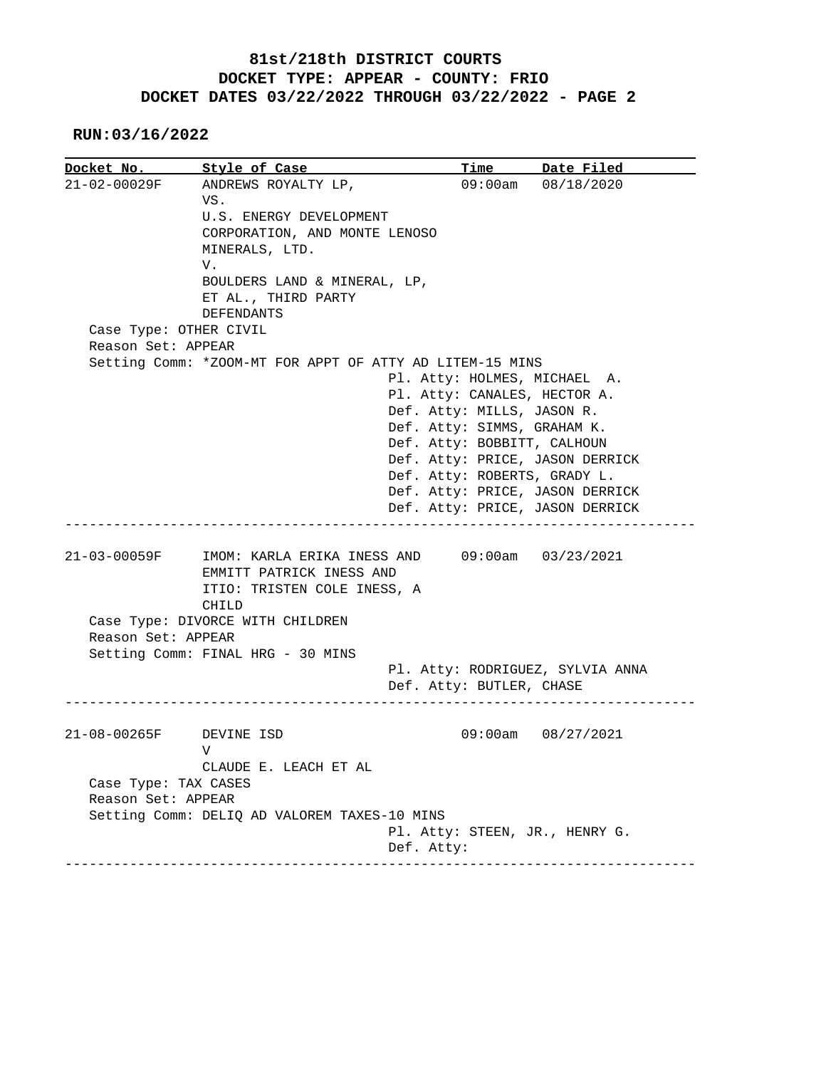# 81st/218th DISTRICT COURTS
## DOCKET TYPE: APPEAR - COUNTY: FRIO
## DOCKET DATES 03/22/2022 THROUGH 03/22/2022 - PAGE 2

**RUN:03/16/2022**

| Docket No. | Style of Case | Time | Date Filed |
|---|---|---|---|

**21-02-00029F** — ANDREWS ROYALTY LP, VS. U.S. ENERGY DEVELOPMENT CORPORATION, AND MONTE LENOSO MINERALS, LTD. V. BOULDERS LAND & MINERAL, LP, ET AL., THIRD PARTY DEFENDANTS — 09:00am — 08/18/2020

Case Type: OTHER CIVIL
Reason Set: APPEAR
Setting Comm: *ZOOM-MT FOR APPT OF ATTY AD LITEM-15 MINS

- Pl. Atty: HOLMES, MICHAEL A.
- Pl. Atty: CANALES, HECTOR A.
- Def. Atty: MILLS, JASON R.
- Def. Atty: SIMMS, GRAHAM K.
- Def. Atty: BOBBITT, CALHOUN
- Def. Atty: PRICE, JASON DERRICK
- Def. Atty: ROBERTS, GRADY L.
- Def. Atty: PRICE, JASON DERRICK
- Def. Atty: PRICE, JASON DERRICK

---

**21-03-00059F** — IMOM: KARLA ERIKA INESS AND EMMITT PATRICK INESS AND ITIO: TRISTEN COLE INESS, A CHILD — 09:00am — 03/23/2021

Case Type: DIVORCE WITH CHILDREN
Reason Set: APPEAR
Setting Comm: FINAL HRG - 30 MINS

- Pl. Atty: RODRIGUEZ, SYLVIA ANNA
- Def. Atty: BUTLER, CHASE

---

**21-08-00265F** — DEVINE ISD V CLAUDE E. LEACH ET AL — 09:00am — 08/27/2021

Case Type: TAX CASES
Reason Set: APPEAR
Setting Comm: DELIQ AD VALOREM TAXES-10 MINS

- Pl. Atty: STEEN, JR., HENRY G.
- Def. Atty:

---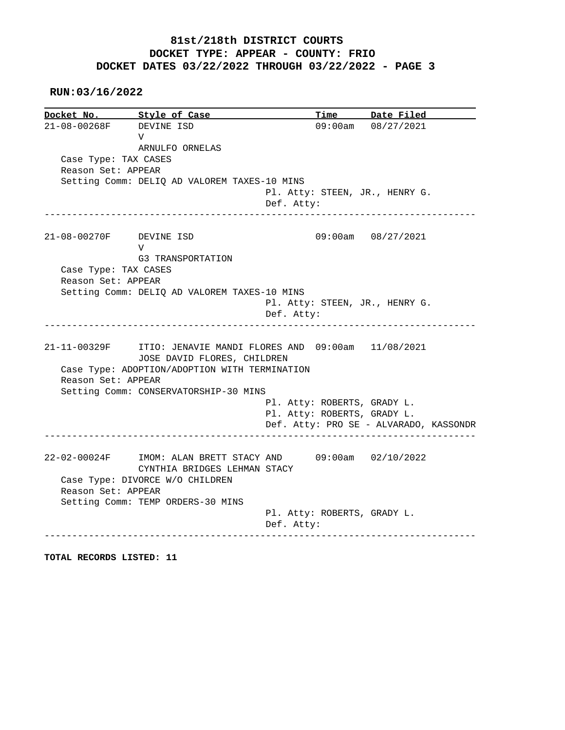# 81st/218th DISTRICT COURTS
## DOCKET TYPE: APPEAR - COUNTY: FRIO
## DOCKET DATES 03/22/2022 THROUGH 03/22/2022 - PAGE 3

**RUN:03/16/2022**

| Docket No. | Style of Case | Time | Date Filed |
|---|---|---|---|
| 21-08-00268F | DEVINE ISD V ARNULFO ORNELAS | 09:00am | 08/27/2021 |

Case Type: TAX CASES
Reason Set: APPEAR
Setting Comm: DELIQ AD VALOREM TAXES-10 MINS
Pl. Atty: STEEN, JR., HENRY G.
Def. Atty:

---

| Docket No. | Style of Case | Time | Date Filed |
|---|---|---|---|
| 21-08-00270F | DEVINE ISD V G3 TRANSPORTATION | 09:00am | 08/27/2021 |

Case Type: TAX CASES
Reason Set: APPEAR
Setting Comm: DELIQ AD VALOREM TAXES-10 MINS
Pl. Atty: STEEN, JR., HENRY G.
Def. Atty:

---

| Docket No. | Style of Case | Time | Date Filed |
|---|---|---|---|
| 21-11-00329F | ITIO: JENAVIE MANDI FLORES AND JOSE DAVID FLORES, CHILDREN | 09:00am | 11/08/2021 |

Case Type: ADOPTION/ADOPTION WITH TERMINATION
Reason Set: APPEAR
Setting Comm: CONSERVATORSHIP-30 MINS
Pl. Atty: ROBERTS, GRADY L.
Pl. Atty: ROBERTS, GRADY L.
Def. Atty: PRO SE - ALVARADO, KASSONDR

---

| Docket No. | Style of Case | Time | Date Filed |
|---|---|---|---|
| 22-02-00024F | IMOM: ALAN BRETT STACY AND CYNTHIA BRIDGES LEHMAN STACY | 09:00am | 02/10/2022 |

Case Type: DIVORCE W/O CHILDREN
Reason Set: APPEAR
Setting Comm: TEMP ORDERS-30 MINS
Pl. Atty: ROBERTS, GRADY L.
Def. Atty:

---

**TOTAL RECORDS LISTED: 11**